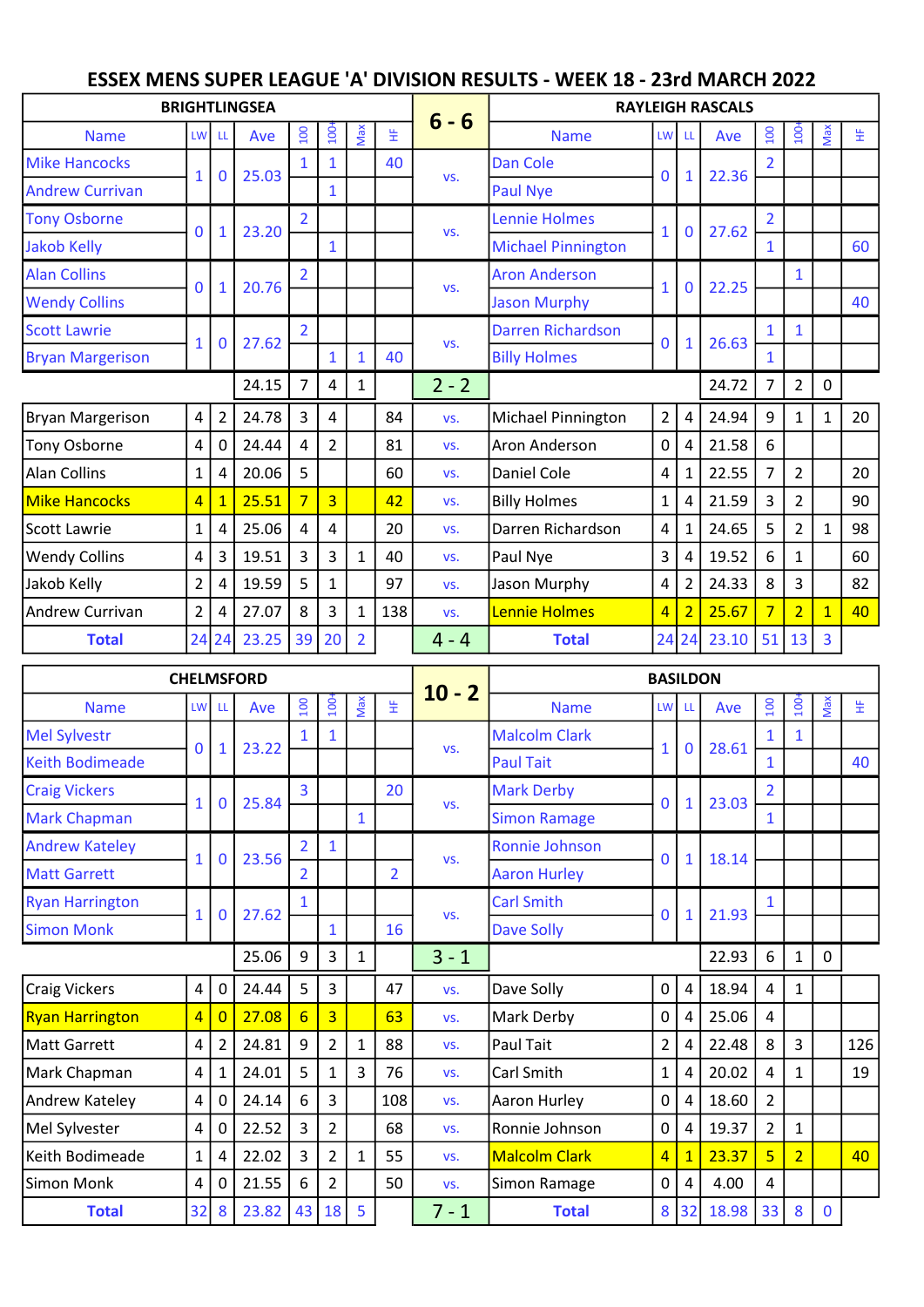# ESSEX MENS SUPER LEAGUE 'A' DIVISION RESULTS - WEEK 18 - 23rd MARCH 2022

| BRIGHTLINGSEA | | | | | | | | 6 - 6 | RAYLEIGH RASCALS | | | | | | | |
|---|---|---|---|---|---|---|---|---|---|---|---|---|---|---|---|---|
| Name | LW | LL | Ave | 100 | 100+ | Max | HF | | Name | LW | LL | Ave | 100 | 100+ | Max | HF |
| Mike Hancocks | 1 | 0 | 25.03 | 1 | 1 | | 40 | vs. | Dan Cole | 0 | 1 | 22.36 | 2 | | | |
| Andrew Currivan | | | | | 1 | | | | Paul Nye | | | | | | | |
| Tony Osborne | 0 | 1 | 23.20 | 2 | | | | vs. | Lennie Holmes | 1 | 0 | 27.62 | 2 | | | |
| Jakob Kelly | | | | | 1 | | | | Michael Pinnington | | | | 1 | | | 60 |
| Alan Collins | 0 | 1 | 20.76 | 2 | | | | vs. | Aron Anderson | 1 | 0 | 22.25 | | 1 | | |
| Wendy Collins | | | | | | | | | Jason Murphy | | | | | | | 40 |
| Scott Lawrie | 1 | 0 | 27.62 | 2 | | | | vs. | Darren Richardson | 0 | 1 | 26.63 | 1 | 1 | | |
| Bryan Margerison | | | | | 1 | 1 | 40 | | Billy Holmes | | | | 1 | | | |
| | | | 24.15 | 7 | 4 | 1 | | 2 - 2 | | | | 24.72 | 7 | 2 | 0 | |
| Bryan Margerison | 4 | 2 | 24.78 | 3 | 4 | | 84 | vs. | Michael Pinnington | 2 | 4 | 24.94 | 9 | 1 | 1 | 20 |
| Tony Osborne | 4 | 0 | 24.44 | 4 | 2 | | 81 | vs. | Aron Anderson | 0 | 4 | 21.58 | 6 | | | |
| Alan Collins | 1 | 4 | 20.06 | 5 | | | 60 | vs. | Daniel Cole | 4 | 1 | 22.55 | 7 | 2 | | 20 |
| Mike Hancocks | 4 | 1 | 25.51 | 7 | 3 | | 42 | vs. | Billy Holmes | 1 | 4 | 21.59 | 3 | 2 | | 90 |
| Scott Lawrie | 1 | 4 | 25.06 | 4 | 4 | | 20 | vs. | Darren Richardson | 4 | 1 | 24.65 | 5 | 2 | 1 | 98 |
| Wendy Collins | 4 | 3 | 19.51 | 3 | 3 | 1 | 40 | vs. | Paul Nye | 3 | 4 | 19.52 | 6 | 1 | | 60 |
| Jakob Kelly | 2 | 4 | 19.59 | 5 | 1 | | 97 | vs. | Jason Murphy | 4 | 2 | 24.33 | 8 | 3 | | 82 |
| Andrew Currivan | 2 | 4 | 27.07 | 8 | 3 | 1 | 138 | vs. | Lennie Holmes | 4 | 2 | 25.67 | 7 | 2 | 1 | 40 |
| **Total** | 24 | 24 | 23.25 | 39 | 20 | 2 | | 4 - 4 | **Total** | 24 | 24 | 23.10 | 51 | 13 | 3 | |

| CHELMSFORD | | | | | | | | 10 - 2 | BASILDON | | | | | | | |
|---|---|---|---|---|---|---|---|---|---|---|---|---|---|---|---|---|
| Name | LW | LL | Ave | 100 | 100+ | Max | HF | | Name | LW | LL | Ave | 100 | 100+ | Max | HF |
| Mel Sylvestr | 0 | 1 | 23.22 | 1 | 1 | | | vs. | Malcolm Clark | 1 | 0 | 28.61 | 1 | 1 | | |
| Keith Bodimeade | | | | | | | | | Paul Tait | | | | 1 | | | 40 |
| Craig Vickers | 1 | 0 | 25.84 | 3 | | | 20 | vs. | Mark Derby | 0 | 1 | 23.03 | 2 | | | |
| Mark Chapman | | | | | | 1 | | | Simon Ramage | | | | 1 | | | |
| Andrew Kateley | 1 | 0 | 23.56 | 2 | 1 | | | vs. | Ronnie Johnson | 0 | 1 | 18.14 | | | | |
| Matt Garrett | | | | 2 | | | 2 | | Aaron Hurley | | | | | | | |
| Ryan Harrington | 1 | 0 | 27.62 | 1 | | | | vs. | Carl Smith | 0 | 1 | 21.93 | 1 | | | |
| Simon Monk | | | | | 1 | | 16 | | Dave Solly | | | | | | | |
| | | | 25.06 | 9 | 3 | 1 | | 3 - 1 | | | | 22.93 | 6 | 1 | 0 | |
| Craig Vickers | 4 | 0 | 24.44 | 5 | 3 | | 47 | vs. | Dave Solly | 0 | 4 | 18.94 | 4 | 1 | | |
| Ryan Harrington | 4 | 0 | 27.08 | 6 | 3 | | 63 | vs. | Mark Derby | 0 | 4 | 25.06 | 4 | | | |
| Matt Garrett | 4 | 2 | 24.81 | 9 | 2 | 1 | 88 | vs. | Paul Tait | 2 | 4 | 22.48 | 8 | 3 | | 126 |
| Mark Chapman | 4 | 1 | 24.01 | 5 | 1 | 3 | 76 | vs. | Carl Smith | 1 | 4 | 20.02 | 4 | 1 | | 19 |
| Andrew Kateley | 4 | 0 | 24.14 | 6 | 3 | | 108 | vs. | Aaron Hurley | 0 | 4 | 18.60 | 2 | | | |
| Mel Sylvester | 4 | 0 | 22.52 | 3 | 2 | | 68 | vs. | Ronnie Johnson | 0 | 4 | 19.37 | 2 | 1 | | |
| Keith Bodimeade | 1 | 4 | 22.02 | 3 | 2 | 1 | 55 | vs. | Malcolm Clark | 4 | 1 | 23.37 | 5 | 2 | | 40 |
| Simon Monk | 4 | 0 | 21.55 | 6 | 2 | | 50 | vs. | Simon Ramage | 0 | 4 | 4.00 | 4 | | | |
| **Total** | 32 | 8 | 23.82 | 43 | 18 | 5 | | 7 - 1 | **Total** | 8 | 32 | 18.98 | 33 | 8 | 0 | |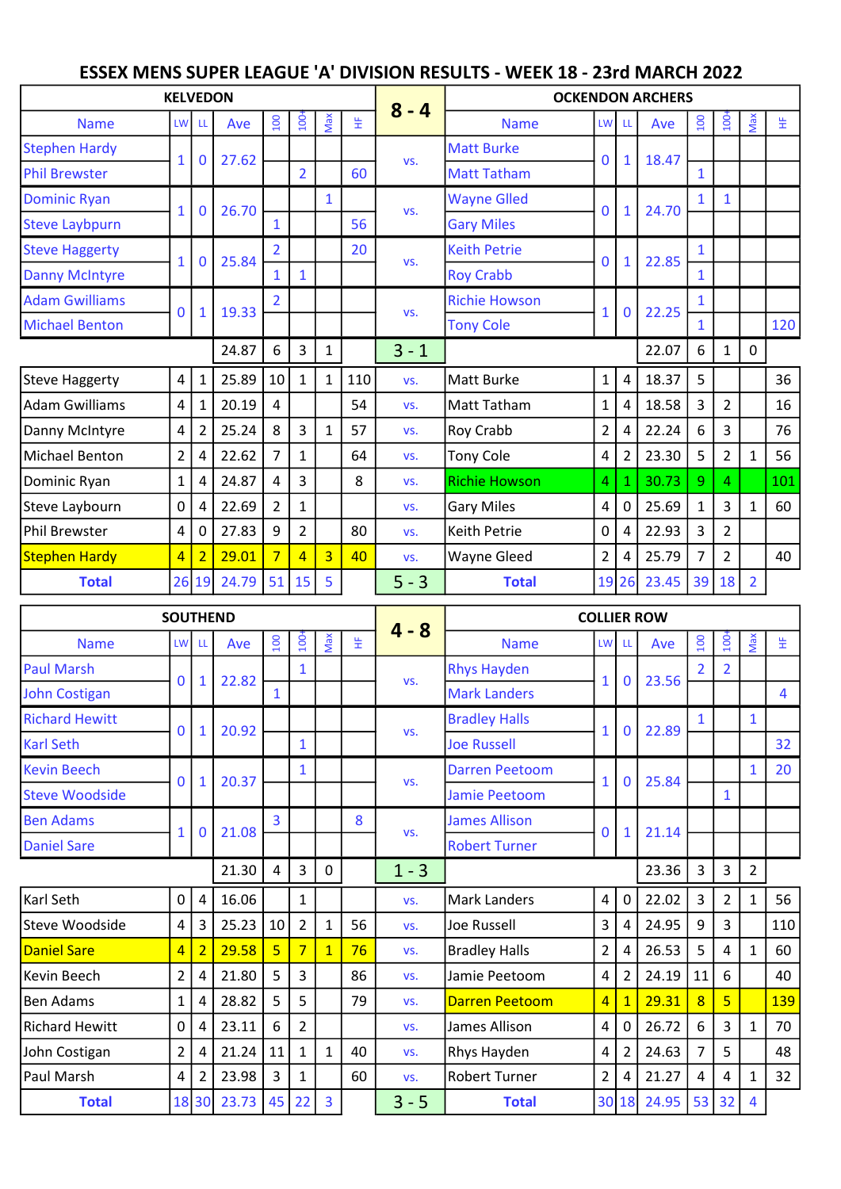# ESSEX MENS SUPER LEAGUE 'A' DIVISION RESULTS - WEEK 18 - 23rd MARCH 2022

| KELVEDON | | | | | | | | 8 - 4 | OCKENDON ARCHERS | | | | | | | |
|---|---|---|---|---|---|---|---|---|---|---|---|---|---|---|---|---|
| Name | LW | LL | Ave | 100 | 100+ | Max | HF | | Name | LW | LL | Ave | 100 | 100+ | Max | HF |
| Stephen Hardy | 1 | 0 | 27.62 | | | | | vs. | Matt Burke | 0 | 1 | 18.47 | | | | |
| Phil Brewster | | | | | 2 | | 60 | | Matt Tatham | | | | 1 | | | |
| Dominic Ryan | 1 | 0 | 26.70 | | | 1 | | vs. | Wayne Glled | 0 | 1 | 24.70 | 1 | 1 | | |
| Steve Laybpurn | | | | 1 | | | 56 | | Gary Miles | | | | | | | |
| Steve Haggerty | 1 | 0 | 25.84 | 2 | | | 20 | vs. | Keith Petrie | 0 | 1 | 22.85 | 1 | | | |
| Danny McIntyre | | | | 1 | 1 | | | | Roy Crabb | | | | 1 | | | |
| Adam Gwilliams | 0 | 1 | 19.33 | 2 | | | | vs. | Richie Howson | 1 | 0 | 22.25 | 1 | | | |
| Michael Benton | | | | | | | | | Tony Cole | | | | 1 | | | 120 |
| | | | 24.87 | 6 | 3 | 1 | | 3 - 1 | | | | 22.07 | 6 | 1 | 0 | |
| Steve Haggerty | 4 | 1 | 25.89 | 10 | 1 | 1 | 110 | vs. | Matt Burke | 1 | 4 | 18.37 | 5 | | | 36 |
| Adam Gwilliams | 4 | 1 | 20.19 | 4 | | | 54 | vs. | Matt Tatham | 1 | 4 | 18.58 | 3 | 2 | | 16 |
| Danny McIntyre | 4 | 2 | 25.24 | 8 | 3 | 1 | 57 | vs. | Roy Crabb | 2 | 4 | 22.24 | 6 | 3 | | 76 |
| Michael Benton | 2 | 4 | 22.62 | 7 | 1 | | 64 | vs. | Tony Cole | 4 | 2 | 23.30 | 5 | 2 | 1 | 56 |
| Dominic Ryan | 1 | 4 | 24.87 | 4 | 3 | | 8 | vs. | Richie Howson | 4 | 1 | 30.73 | 9 | 4 | | 101 |
| Steve Laybourn | 0 | 4 | 22.69 | 2 | 1 | | | vs. | Gary Miles | 4 | 0 | 25.69 | 1 | 3 | 1 | 60 |
| Phil Brewster | 4 | 0 | 27.83 | 9 | 2 | | 80 | vs. | Keith Petrie | 0 | 4 | 22.93 | 3 | 2 | | |
| Stephen Hardy | 4 | 2 | 29.01 | 7 | 4 | 3 | 40 | vs. | Wayne Gleed | 2 | 4 | 25.79 | 7 | 2 | | 40 |
| **Total** | 26 | 19 | 24.79 | 51 | 15 | 5 | | 5 - 3 | **Total** | 19 | 26 | 23.45 | 39 | 18 | 2 | |

| SOUTHEND | | | | | | | | 4 - 8 | COLLIER ROW | | | | | | | |
|---|---|---|---|---|---|---|---|---|---|---|---|---|---|---|---|---|
| Name | LW | LL | Ave | 100 | 100+ | Max | HF | | Name | LW | LL | Ave | 100 | 100+ | Max | HF |
| Paul Marsh | 0 | 1 | 22.82 | | 1 | | | vs. | Rhys Hayden | 1 | 0 | 23.56 | 2 | 2 | | |
| John Costigan | | | | 1 | | | | | Mark Landers | | | | | | | 4 |
| Richard Hewitt | 0 | 1 | 20.92 | | | | | vs. | Bradley Halls | 1 | 0 | 22.89 | 1 | | 1 | |
| Karl Seth | | | | | 1 | | | | Joe Russell | | | | | | | 32 |
| Kevin Beech | 0 | 1 | 20.37 | | 1 | | | vs. | Darren Peetoom | 1 | 0 | 25.84 | | | 1 | 20 |
| Steve Woodside | | | | | | | | | Jamie Peetoom | | | | | 1 | | |
| Ben Adams | 1 | 0 | 21.08 | 3 | | | 8 | vs. | James Allison | 0 | 1 | 21.14 | | | | |
| Daniel Sare | | | | | | | | | Robert Turner | | | | | | | |
| | | | 21.30 | 4 | 3 | 0 | | 1 - 3 | | | | 23.36 | 3 | 3 | 2 | |
| Karl Seth | 0 | 4 | 16.06 | | 1 | | | vs. | Mark Landers | 4 | 0 | 22.02 | 3 | 2 | 1 | 56 |
| Steve Woodside | 4 | 3 | 25.23 | 10 | 2 | 1 | 56 | vs. | Joe Russell | 3 | 4 | 24.95 | 9 | 3 | | 110 |
| Daniel Sare | 4 | 2 | 29.58 | 5 | 7 | 1 | 76 | vs. | Bradley Halls | 2 | 4 | 26.53 | 5 | 4 | 1 | 60 |
| Kevin Beech | 2 | 4 | 21.80 | 5 | 3 | | 86 | vs. | Jamie Peetoom | 4 | 2 | 24.19 | 11 | 6 | | 40 |
| Ben Adams | 1 | 4 | 28.82 | 5 | 5 | | 79 | vs. | Darren Peetoom | 4 | 1 | 29.31 | 8 | 5 | | 139 |
| Richard Hewitt | 0 | 4 | 23.11 | 6 | 2 | | | vs. | James Allison | 4 | 0 | 26.72 | 6 | 3 | 1 | 70 |
| John Costigan | 2 | 4 | 21.24 | 11 | 1 | 1 | 40 | vs. | Rhys Hayden | 4 | 2 | 24.63 | 7 | 5 | | 48 |
| Paul Marsh | 4 | 2 | 23.98 | 3 | 1 | | 60 | vs. | Robert Turner | 2 | 4 | 21.27 | 4 | 4 | 1 | 32 |
| **Total** | 18 | 30 | 23.73 | 45 | 22 | 3 | | 3 - 5 | **Total** | 30 | 18 | 24.95 | 53 | 32 | 4 | |